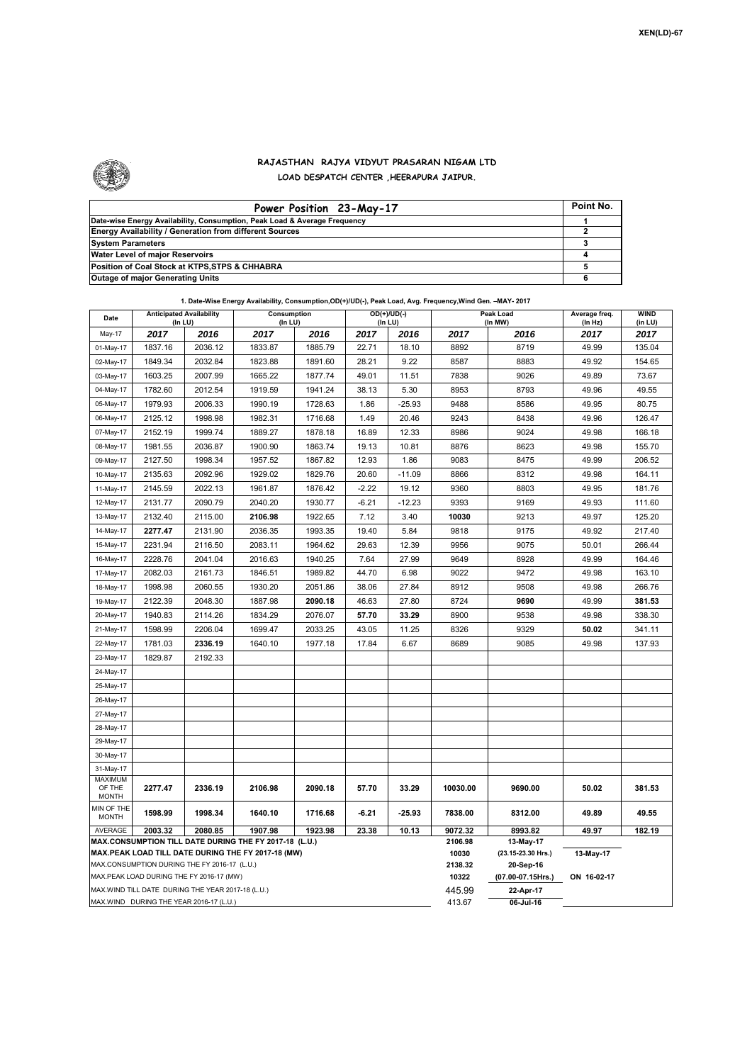XEN(LD)-67

# RAJASTHAN RAJYA VIDYUT PRASARAN NIGAM LTD

## LOAD DESPATCH CENTER ,HEERAPURA JAIPUR.

| Power Position 23-May-17 | Point No. |
|---|---|
| Date-wise Energy Availability, Consumption, Peak Load & Average Frequency | 1 |
| Energy Availability / Generation from different Sources | 2 |
| System Parameters | 3 |
| Water Level of major Reservoirs | 4 |
| Position of Coal Stock at KTPS,STPS & CHHABRA | 5 |
| Outage of major Generating Units | 6 |

**1. Date-Wise Energy Availability, Consumption,OD(+)/UD(-), Peak Load, Avg. Frequency,Wind Gen. –MAY- 2017**

| Date | Anticipated Availability (In LU) | | Consumption (In LU) | | OD(+)/UD(-) (In LU) | | Peak Load (In MW) | | Average freq. (In Hz) | WIND (in LU) |
|---|---|---|---|---|---|---|---|---|---|---|
| May-17 | 2017 | 2016 | 2017 | 2016 | 2017 | 2016 | 2017 | 2016 | 2017 | 2017 |
| 01-May-17 | 1837.16 | 2036.12 | 1833.87 | 1885.79 | 22.71 | 18.10 | 8892 | 8719 | 49.99 | 135.04 |
| 02-May-17 | 1849.34 | 2032.84 | 1823.88 | 1891.60 | 28.21 | 9.22 | 8587 | 8883 | 49.92 | 154.65 |
| 03-May-17 | 1603.25 | 2007.99 | 1665.22 | 1877.74 | 49.01 | 11.51 | 7838 | 9026 | 49.89 | 73.67 |
| 04-May-17 | 1782.60 | 2012.54 | 1919.59 | 1941.24 | 38.13 | 5.30 | 8953 | 8793 | 49.96 | 49.55 |
| 05-May-17 | 1979.93 | 2006.33 | 1990.19 | 1728.63 | 1.86 | -25.93 | 9488 | 8586 | 49.95 | 80.75 |
| 06-May-17 | 2125.12 | 1998.98 | 1982.31 | 1716.68 | 1.49 | 20.46 | 9243 | 8438 | 49.96 | 126.47 |
| 07-May-17 | 2152.19 | 1999.74 | 1889.27 | 1878.18 | 16.89 | 12.33 | 8986 | 9024 | 49.98 | 166.18 |
| 08-May-17 | 1981.55 | 2036.87 | 1900.90 | 1863.74 | 19.13 | 10.81 | 8876 | 8623 | 49.98 | 155.70 |
| 09-May-17 | 2127.50 | 1998.34 | 1957.52 | 1867.82 | 12.93 | 1.86 | 9083 | 8475 | 49.99 | 206.52 |
| 10-May-17 | 2135.63 | 2092.96 | 1929.02 | 1829.76 | 20.60 | -11.09 | 8866 | 8312 | 49.98 | 164.11 |
| 11-May-17 | 2145.59 | 2022.13 | 1961.87 | 1876.42 | -2.22 | 19.12 | 9360 | 8803 | 49.95 | 181.76 |
| 12-May-17 | 2131.77 | 2090.79 | 2040.20 | 1930.77 | -6.21 | -12.23 | 9393 | 9169 | 49.93 | 111.60 |
| 13-May-17 | 2132.40 | 2115.00 | **2106.98** | 1922.65 | 7.12 | 3.40 | **10030** | 9213 | 49.97 | 125.20 |
| 14-May-17 | **2277.47** | 2131.90 | 2036.35 | 1993.35 | 19.40 | 5.84 | 9818 | 9175 | 49.92 | 217.40 |
| 15-May-17 | 2231.94 | 2116.50 | 2083.11 | 1964.62 | 29.63 | 12.39 | 9956 | 9075 | 50.01 | 266.44 |
| 16-May-17 | 2228.76 | 2041.04 | 2016.63 | 1940.25 | 7.64 | 27.99 | 9649 | 8928 | 49.99 | 164.46 |
| 17-May-17 | 2082.03 | 2161.73 | 1846.51 | 1989.82 | 44.70 | 6.98 | 9022 | 9472 | 49.98 | 163.10 |
| 18-May-17 | 1998.98 | 2060.55 | 1930.20 | 2051.86 | 38.06 | 27.84 | 8912 | 9508 | 49.98 | 266.76 |
| 19-May-17 | 2122.39 | 2048.30 | 1887.98 | **2090.18** | 46.63 | 27.80 | 8724 | **9690** | 49.99 | **381.53** |
| 20-May-17 | 1940.83 | 2114.26 | 1834.29 | 2076.07 | **57.70** | **33.29** | 8900 | 9538 | 49.98 | 338.30 |
| 21-May-17 | 1598.99 | 2206.04 | 1699.47 | 2033.25 | 43.05 | 11.25 | 8326 | 9329 | **50.02** | 341.11 |
| 22-May-17 | 1781.03 | **2336.19** | 1640.10 | 1977.18 | 17.84 | 6.67 | 8689 | 9085 | 49.98 | 137.93 |
| 23-May-17 | 1829.87 | 2192.33 | | | | | | | | |
| 24-May-17 | | | | | | | | | | |
| 25-May-17 | | | | | | | | | | |
| 26-May-17 | | | | | | | | | | |
| 27-May-17 | | | | | | | | | | |
| 28-May-17 | | | | | | | | | | |
| 29-May-17 | | | | | | | | | | |
| 30-May-17 | | | | | | | | | | |
| 31-May-17 | | | | | | | | | | |
| MAXIMUM OF THE MONTH | **2277.47** | **2336.19** | **2106.98** | **2090.18** | **57.70** | **33.29** | **10030.00** | **9690.00** | **50.02** | **381.53** |
| MIN OF THE MONTH | **1598.99** | **1998.34** | **1640.10** | **1716.68** | **-6.21** | **-25.93** | **7838.00** | **8312.00** | **49.89** | **49.55** |
| AVERAGE | **2003.32** | **2080.85** | **1907.98** | **1923.98** | **23.38** | **10.13** | **9072.32** | **8993.82** | **49.97** | **182.19** |
| MAX.CONSUMPTION TILL DATE DURING THE FY 2017-18 (L.U.) | | | | | | | 2106.98 | 13-May-17 | | |
| MAX.PEAK LOAD TILL DATE DURING THE FY 2017-18 (MW) | | | | | | | 10030 | (23.15-23.30 Hrs.) | 13-May-17 | |
| MAX.CONSUMPTION DURING THE FY 2016-17 (L.U.) | | | | | | | 2138.32 | 20-Sep-16 | | |
| MAX.PEAK LOAD DURING THE FY 2016-17 (MW) | | | | | | | 10322 | (07.00-07.15Hrs.) | ON 16-02-17 | |
| MAX.WIND TILL DATE DURING THE YEAR 2017-18 (L.U.) | | | | | | | 445.99 | 22-Apr-17 | | |
| MAX.WIND DURING THE YEAR 2016-17 (L.U.) | | | | | | | 413.67 | 06-Jul-16 | | |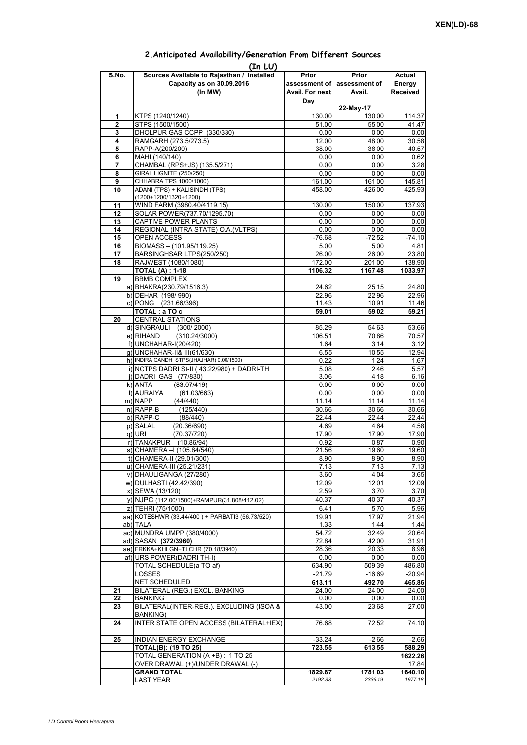XEN(LD)-68

## 2.Anticipated Availability/Generation From Different Sources

(In LU)

| S.No. | Sources Available to Rajasthan / Installed Capacity as on 30.09.2016 (In MW) | Prior assessment of Avail. For next Day | Prior assessment of Avail. | Actual Energy Received |
|---|---|---|---|---|
| | | 22-May-17 | | |
| 1 | KTPS (1240/1240) | 130.00 | 130.00 | 114.37 |
| 2 | STPS (1500/1500) | 51.00 | 55.00 | 41.47 |
| 3 | DHOLPUR GAS CCPP (330/330) | 0.00 | 0.00 | 0.00 |
| 4 | RAMGARH (273.5/273.5) | 12.00 | 48.00 | 30.58 |
| 5 | RAPP-A(200/200) | 38.00 | 38.00 | 40.57 |
| 6 | MAHI (140/140) | 0.00 | 0.00 | 0.62 |
| 7 | CHAMBAL (RPS+JS) (135.5/271) | 0.00 | 0.00 | 3.28 |
| 8 | GIRAL LIGNITE (250/250) | 0.00 | 0.00 | 0.00 |
| 9 | CHHABRA TPS 1000/1000) | 161.00 | 161.00 | 145.81 |
| 10 | ADANI (TPS) + KALISINDH (TPS) (1200+1200/1320+1200) | 458.00 | 426.00 | 425.93 |
| 11 | WIND FARM (3980.40/4119.15) | 130.00 | 150.00 | 137.93 |
| 12 | SOLAR POWER(737.70/1295.70) | 0.00 | 0.00 | 0.00 |
| 13 | CAPTIVE POWER PLANTS | 0.00 | 0.00 | 0.00 |
| 14 | REGIONAL (INTRA STATE) O.A.(VLTPS) | 0.00 | 0.00 | 0.00 |
| 15 | OPEN ACCESS | -76.68 | -72.52 | -74.10 |
| 16 | BIOMASS – (101.95/119.25) | 5.00 | 5.00 | 4.81 |
| 17 | BARSINGHSAR LTPS(250/250) | 26.00 | 26.00 | 23.80 |
| 18 | RAJWEST (1080/1080) | 172.00 | 201.00 | 138.90 |
| | **TOTAL (A) : 1-18** | **1106.32** | **1167.48** | **1033.97** |
| 19 | BBMB COMPLEX | | | |
| | a) BHAKRA(230.79/1516.3) | 24.62 | 25.15 | 24.80 |
| | b) DEHAR (198/ 990) | 22.96 | 22.96 | 22.96 |
| | c) PONG (231.66/396) | 11.43 | 10.91 | 11.46 |
| | **TOTAL : a TO c** | **59.01** | **59.02** | **59.21** |
| 20 | CENTRAL STATIONS | | | |
| | d) SINGRAULI (300/ 2000) | 85.29 | 54.63 | 53.66 |
| | e) RIHAND (310.24/3000) | 106.51 | 70.86 | 70.57 |
| | f) UNCHAHAR-I(20/420) | 1.64 | 3.14 | 3.12 |
| | g) UNCHAHAR-II& III(61/630) | 6.55 | 10.55 | 12.94 |
| | h) INDIRA GANDHI STPS(JHAJHAR) 0.00/1500) | 0.22 | 1.24 | 1.67 |
| | i) NCTPS DADRI St-II ( 43.22/980) + DADRI-TH | 5.08 | 2.46 | 5.57 |
| | j) DADRI GAS (77/830) | 3.06 | 4.18 | 6.16 |
| | k) ANTA (83.07/419) | 0.00 | 0.00 | 0.00 |
| | l) AURAIYA (61.03/663) | 0.00 | 0.00 | 0.00 |
| | m) NAPP (44/440) | 11.14 | 11.14 | 11.14 |
| | n) RAPP-B (125/440) | 30.66 | 30.66 | 30.66 |
| | o) RAPP-C (88/440) | 22.44 | 22.44 | 22.44 |
| | p) SALAL (20.36/690) | 4.69 | 4.64 | 4.58 |
| | q) URI (70.37/720) | 17.90 | 17.90 | 17.90 |
| | r) TANAKPUR (10.86/94) | 0.92 | 0.87 | 0.90 |
| | s) CHAMERA –I (105.84/540) | 21.56 | 19.60 | 19.60 |
| | t) CHAMERA-II (29.01/300) | 8.90 | 8.90 | 8.90 |
| | u) CHAMERA-III (25.21/231) | 7.13 | 7.13 | 7.13 |
| | v) DHAULIGANGA (27/280) | 3.60 | 4.04 | 3.65 |
| | w) DULHASTI (42.42/390) | 12.09 | 12.01 | 12.09 |
| | x) SEWA (13/120) | 2.59 | 3.70 | 3.70 |
| | y) NJPC (112.00/1500)+RAMPUR(31.808/412.02) | 40.37 | 40.37 | 40.37 |
| | z) TEHRI (75/1000) | 6.41 | 5.70 | 5.96 |
| | aa) KOTESHWR (33.44/400 ) + PARBATI3 (56.73/520) | 19.91 | 17.97 | 21.94 |
| | ab) TALA | 1.33 | 1.44 | 1.44 |
| | ac) MUNDRA UMPP (380/4000) | 54.72 | 32.49 | 20.64 |
| | ad) SASAN **(372/3960)** | 72.84 | 42.00 | 31.91 |
| | ae) FRKKA+KHLGN+TLCHR (70.18/3940) | 28.36 | 20.33 | 8.96 |
| | af) URS POWER(DADRI TH-I) | 0.00 | 0.00 | 0.00 |
| | TOTAL SCHEDULE(a TO af) | 634.90 | 509.39 | 486.80 |
| | LOSSES | -21.79 | -16.69 | -20.94 |
| | NET SCHEDULED | **613.11** | **492.70** | **465.86** |
| 21 | BILATERAL (REG.) EXCL. BANKING | 24.00 | 24.00 | 24.00 |
| 22 | BANKING | 0.00 | 0.00 | 0.00 |
| 23 | BILATERAL(INTER-REG.). EXCLUDING (ISOA & BANKING) | 43.00 | 23.68 | 27.00 |
| 24 | INTER STATE OPEN ACCESS (BILATERAL+IEX) | 76.68 | 72.52 | 74.10 |
| 25 | INDIAN ENERGY EXCHANGE | -33.24 | -2.66 | -2.66 |
| | **TOTAL(B): (19 TO 25)** | **723.55** | **613.55** | **588.29** |
| | TOTAL GENERATION (A +B) : 1 TO 25 | | | **1622.26** |
| | OVER DRAWAL (+)/UNDER DRAWAL (-) | | | 17.84 |
| | **GRAND TOTAL** | **1829.87** | **1781.03** | **1640.10** |
| | LAST YEAR | *2192.33* | *2336.19* | *1977.18* |

LD Control Room Heerapura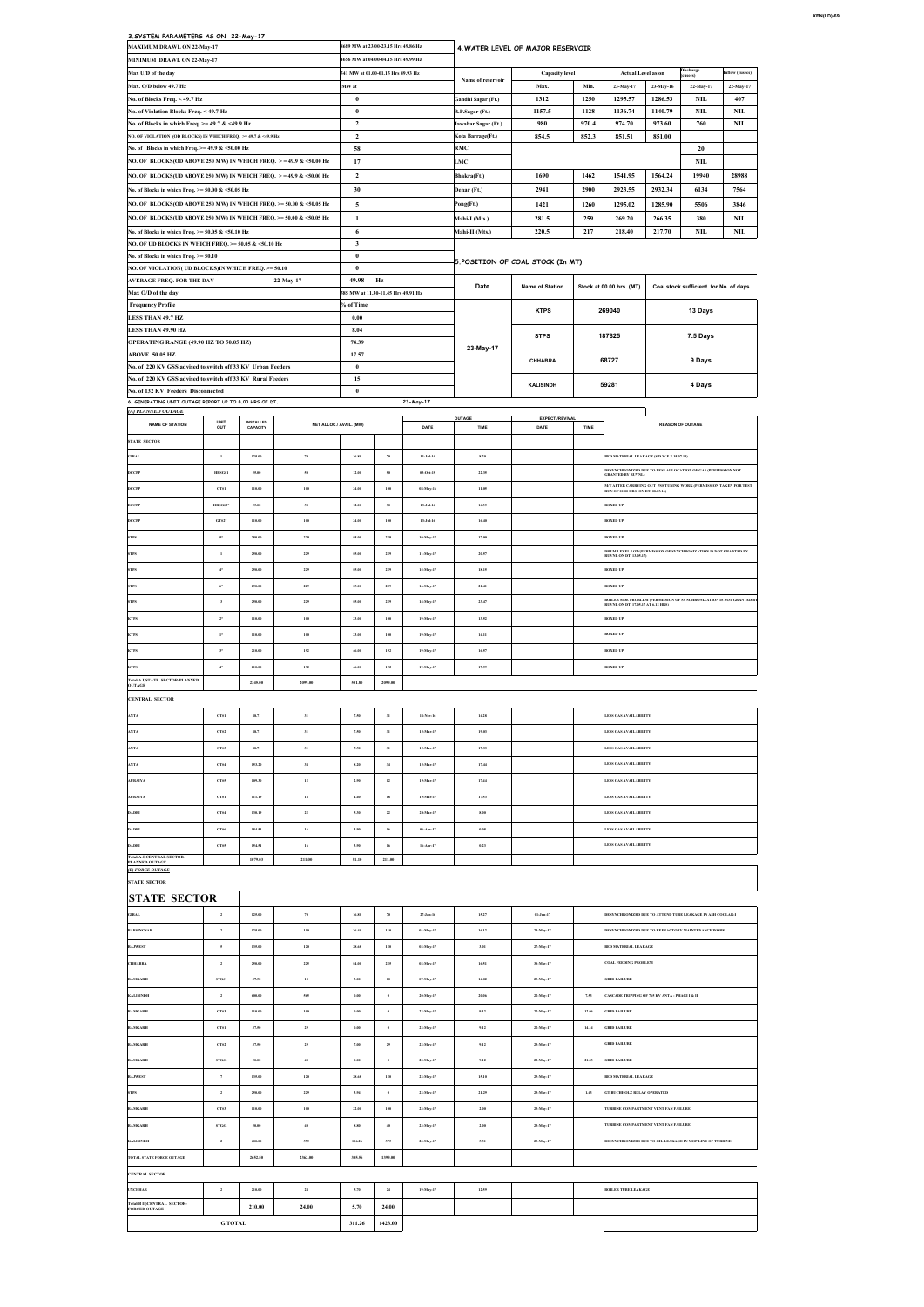## 3.SYSTEM PARAMETERS AS ON 22-May-17

| | |
|---|---|
| MAXIMUM DRAWL ON 22-May-17 | 8689 MW at 23.00-23.15 Hrs 49.86 Hz |
| MINIMUM DRAWL ON 22-May-17 | 4656 MW at 04.00-04.15 Hrs 49.99 Hz |
| Max U/D of the day | 541 MW at 01.00-01.15 Hrs 49.93 Hz |
| Max. O/D below 49.7 Hz | MW at |
| No. of Blocks Freq. < 49.7 Hz | 0 |
| No. of Violation Blocks Freq. < 49.7 Hz | 0 |
| No. of Blocks in which Freq. >= 49.7 & <49.9 Hz | 2 |
| NO. OF VIOLATION (OD BLOCKS) IN WHICH FREQ. >= 49.7 & <49.9 Hz | 2 |
| No. of Blocks in which Freq. >= 49.9 & <50.00 Hz | 58 |
| NO. OF BLOCKS(OD ABOVE 250 MW) IN WHICH FREQ. > = 49.9 & <50.00 Hz | 17 |
| NO. OF BLOCKS(UD ABOVE 250 MW) IN WHICH FREQ. > = 49.9 & <50.00 Hz | 2 |
| No. of Blocks in which Freq. >= 50.00 & <50.05 Hz | 30 |
| NO. OF BLOCKS(OD ABOVE 250 MW) IN WHICH FREQ. >= 50.00 & <50.05 Hz | 5 |
| NO. OF BLOCKS(UD ABOVE 250 MW) IN WHICH FREQ. >= 50.00 & <50.05 Hz | 1 |
| No. of Blocks in which Freq. >= 50.05 & <50.10 Hz | 6 |
| NO. OF UD BLOCKS IN WHICH FREQ. >= 50.05 & <50.10 Hz | 3 |
| No. of Blocks in which Freq. >= 50.10 | 0 |
| NO. OF VIOLATION( UD BLOCKS)IN WHICH FREQ. >= 50.10 | 0 |
| AVERAGE FREQ. FOR THE DAY 22-May-17 | 49.98 Hz |
| Max O/D of the day | 585 MW at 11.30-11.45 Hrs 49.91 Hz |
| Frequency Profile | % of Time |
| LESS THAN 49.7 HZ | 0.00 |
| LESS THAN 49.90 HZ | 8.04 |
| OPERATING RANGE (49.90 HZ TO 50.05 HZ) | 74.39 |
| ABOVE 50.05 HZ | 17.57 |
| No. of 220 KV GSS advised to switch off 33 KV Urban Feeders | 0 |
| No. of 220 KV GSS advised to switch off 33 KV Rural Feeders | 15 |
| No. of 132 KV Feeders Disconnected | 0 |

## 4.WATER LEVEL OF MAJOR RESERVOIR

| Name of reservoir | Capacity level Max. | Capacity level Min. | Actual Level as on 23-May-17 | Actual Level as on 23-May-16 | Discharge (cusecs) 22-May-17 | Inflow (cusecs) 22-May-17 |
|---|---|---|---|---|---|---|
| Gandhi Sagar (Ft.) | 1312 | 1250 | 1295.57 | 1286.53 | NIL | 407 |
| R.P.Sagar (Ft.) | 1157.5 | 1128 | 1136.74 | 1140.79 | NIL | NIL |
| Jawahar Sagar (Ft.) | 980 | 970.4 | 974.70 | 973.60 | 760 | NIL |
| Kota Barrage(Ft.) | 854.5 | 852.3 | 851.51 | 851.00 | | |
| RMC | | | | | 20 | |
| LMC | | | | | NIL | |
| Bhakra(Ft.) | 1690 | 1462 | 1541.95 | 1564.24 | 19940 | 28988 |
| Dehar (Ft.) | 2941 | 2900 | 2923.55 | 2932.34 | 6134 | 7564 |
| Pong(Ft.) | 1421 | 1260 | 1295.02 | 1285.90 | 5506 | 3846 |
| Mahi-I (Mts.) | 281.5 | 259 | 269.20 | 266.35 | 380 | NIL |
| Mahi-II (Mts.) | 220.5 | 217 | 218.40 | 217.70 | NIL | NIL |

## 5.POSITION OF COAL STOCK (In MT)

| Date | Name of Station | Stock at 00.00 hrs. (MT) | Coal stock sufficient for No. of days |
|---|---|---|---|
| 23-May-17 | KTPS | 269040 | 13 Days |
| | STPS | 187825 | 7.5 Days |
| | CHHABRA | 68727 | 9 Days |
| | KALISINDH | 59281 | 4 Days |

## 6. GENERATING UNIT OUTAGE REPORT UP TO 8.00 HRS OF DT. 23-May-17

### (A) PLANNED OUTAGE

| NAME OF STATION | UNIT OUT | INSTALLED CAPACITY | NET ALLOC./ AVAIL. (MW) | | | OUTAGE DATE | OUTAGE TIME | EXPECT./REVIVAL DATE | TIME | REASON OF OUTAGE |
|---|---|---|---|---|---|---|---|---|---|---|
| **STATE SECTOR** | | | | | | | | | | |
| GIRAL | 1 | 125.00 | 70 | 16.80 | 70 | 11-Jul-14 | 0.20 | | | BED MATERIAL LEAKAGE (SD W.E.F.19.07.14) |
| DCCPP | HRSG1 | 55.00 | 50 | 12.00 | 50 | 03-Oct-15 | 22.35 | | | DESYNCHRONIZED DUE TO LESS ALLOCATION OF GAS (PERMISSION NOT GRANTED BY RVUNL) |
| DCCPP | GT#1 | 110.00 | 100 | 24.00 | 100 | 08-May-16 | 11.09 | | | S/U AFTER CARRYING OUT PSS TUNING WORK (PERMISSION TAKEN FOR TEST RUN OF 01.00 HRS. ON DT. 08.05.16) |
| DCCPP | HRSG#2* | 55.00 | 50 | 12.00 | 50 | 13-Jul-16 | 16.35 | | | BOXED UP |
| DCCPP | GT#2* | 110.00 | 100 | 24.00 | 100 | 13-Jul-16 | 16.48 | | | BOXED UP |
| STPS | 5* | 250.00 | 229 | 55.00 | 229 | 10-May-17 | 17.08 | | | BOXED UP |
| STPS | 1 | 250.00 | 229 | 55.00 | 229 | 11-May-17 | 20.57 | | | DRUM LEVEL LOW(PERMISSION OF SYNCHRONIZATION IS NOT GRANTED BY RVUNL ON DT. 12.05.17) |
| STPS | 4* | 250.00 | 229 | 55.00 | 229 | 15-May-17 | 18.19 | | | BOXED UP |
| STPS | 6* | 250.00 | 229 | 55.00 | 229 | 16-May-17 | 21.41 | | | BOXED UP |
| STPS | 3 | 250.00 | 229 | 55.00 | 229 | 16-May-17 | 23.47 | | | BOILER SIDE PROBLEM (PERMISSION OF SYNCHRONIZATION IS NOT GRANTED BY RVUNL ON DT. 17.05.17 AT 6.12 HRS) |
| KTPS | 2* | 110.00 | 100 | 23.00 | 100 | 19-May-17 | 15.52 | | | BOXED UP |
| KTPS | 1* | 110.00 | 100 | 23.00 | 100 | 19-May-17 | 16.13 | | | BOXED UP |
| KTPS | 3* | 210.00 | 192 | 46.00 | 192 | 19-May-17 | 16.57 | | | BOXED UP |
| KTPS | 4* | 210.00 | 192 | 46.00 | 192 | 19-May-17 | 17.59 | | | BOXED UP |
| Total(A1)STATE SECTOR-PLANNED OUTAGE | | 2345.00 | 2099.00 | 501.80 | 2099.00 | | | | | |
| **CENTRAL SECTOR** | | | | | | | | | | |
| ANTA | GT#1 | 88.71 | 31 | 7.50 | 31 | 10-Nov-16 | 14.28 | | | LESS GAS AVAILABILITY |
| ANTA | GT#2 | 88.71 | 31 | 7.50 | 31 | 19-Mar-17 | 19.05 | | | LESS GAS AVAILABILITY |
| ANTA | GT#3 | 88.71 | 31 | 7.50 | 31 | 19-Mar-17 | 17.15 | | | LESS GAS AVAILABILITY |
| ANTA | GT#4 | 153.20 | 34 | 8.20 | 34 | 19-Mar-17 | 17.44 | | | LESS GAS AVAILABILITY |
| AURAIYA | GT#5 | 109.30 | 12 | 2.90 | 12 | 19-Mar-17 | 17.44 | | | LESS GAS AVAILABILITY |
| AURAIYA | GT#1 | 111.19 | 18 | 4.40 | 18 | 19-Mar-17 | 17.53 | | | LESS GAS AVAILABILITY |
| DADRI | GT#4 | 130.19 | 22 | 5.30 | 22 | 20-Mar-17 | 0.00 | | | LESS GAS AVAILABILITY |
| DADRI | GT#6 | 154.51 | 16 | 3.90 | 16 | 06-Apr-17 | 0.09 | | | LESS GAS AVAILABILITY |
| DADRI | GT#5 | 154.51 | 16 | 3.90 | 16 | 06-Apr-17 | 0.23 | | | LESS GAS AVAILABILITY |
| Total(A-2)CENTRAL SECTOR-PLANNED OUTAGE | | 1079.03 | 211.00 | 51.10 | 211.00 | | | | | |

### (B) FORCE OUTAGE

| NAME OF STATION | UNIT OUT | INSTALLED CAPACITY | NET ALLOC./ AVAIL. (MW) | | | OUTAGE DATE | OUTAGE TIME | EXPECT./REVIVAL DATE | TIME | REASON OF OUTAGE |
|---|---|---|---|---|---|---|---|---|---|---|
| **STATE SECTOR** | | | | | | | | | | |
| GIRAL | 2 | 125.00 | 70 | 16.80 | 70 | 27-Jan-16 | 15.27 | 01-Jun-17 | | DESYNCHRONIZED DUE TO ATTEND TUBE LEAKAGE IN ASH COOLER-1 |
| BARSINGSAR | 2 | 125.00 | 110 | 26.40 | 110 | 01-May-17 | 16.12 | 24-May-17 | | DESYNCHRONIZED DUE TO REFRACTORY MAINTENANCE WORK |
| RAJWEST | 8 | 135.00 | 120 | 28.60 | 120 | 02-May-17 | 5.01 | 27-May-17 | | BED MATERIAL LEAKAGE |
| CHHABRA | 2 | 250.00 | 229 | 54.00 | 229 | 02-May-17 | 16.51 | 30-May-17 | | COAL FEEDING PROBLEM |
| RAMGARH | STG#1 | 37.50 | 10 | 3.00 | 10 | 07-May-17 | 14.02 | 23-May-17 | | GRID FAILURE |
| KALISINDH | 2 | 600.00 | 565 | 0.00 | 0 | 20-May-17 | 20.06 | 22-May-17 | 7.51 | CASCADE TRIPPING OF 765 KV ANTA - PHAGI I & II |
| RAMGARH | GT#3 | 110.00 | 100 | 0.00 | 0 | 22-May-17 | 9.12 | 22-May-17 | 12.06 | GRID FAILURE |
| RAMGARH | GT#1 | 37.50 | 29 | 0.00 | 0 | 22-May-17 | 9.12 | 22-May-17 | 11.11 | GRID FAILURE |
| RAMGARH | GT#2 | 37.50 | 29 | 7.00 | 29 | 22-May-17 | 9.12 | 23-May-17 | | GRID FAILURE |
| RAMGARH | STG#2 | 50.00 | 40 | 0.00 | 0 | 22-May-17 | 9.12 | 22-May-17 | 21.25 | GRID FAILURE |
| RAJWEST | 7 | 135.00 | 120 | 28.60 | 120 | 22-May-17 | 19.10 | 25-May-17 | | BED MATERIAL LEAKAGE |
| STPS | 2 | 250.00 | 229 | 3.96 | 0 | 22-May-17 | 21.29 | 23-May-17 | 1.43 | GT BUCHHOLZ RELAY OPERATED |
| RAMGARH | GT#3 | 110.00 | 100 | 22.00 | 100 | 23-May-17 | 2.08 | 23-May-17 | | TURBINE COMPARTMENT VENT FAN FAILURE |
| RAMGARH | STG#2 | 50.00 | 40 | 8.80 | 40 | 23-May-17 | 2.08 | 23-May-17 | | TURBINE COMPARTMENT VENT FAN FAILURE |
| KALISINDH | 2 | 600.00 | 570 | 104.16 | 570 | 23-May-17 | 5.31 | 23-May-17 | | DESYNCHRONIZED DUE TO OIL LEAKAGE IN MOP LINE OF TURBINE |
| TOTAL STATE FORCE OUTAGE | | 2652.50 | 2362.00 | 305.96 | 1399.00 | | | | | |
| **CENTRAL SECTOR** | | | | | | | | | | |
| UNCHHAR | 2 | 210.00 | 24 | 5.70 | 24 | 19-May-17 | 12.59 | | | BOILER TUBE LEAKAGE |
| Total(B-II)CENTRAL SECTOR-FORCED OUTAGE | | 210.00 | 24.00 | 5.70 | 24.00 | | | | | |
| G.TOTAL | | | | 311.26 | 1423.00 | | | | | |